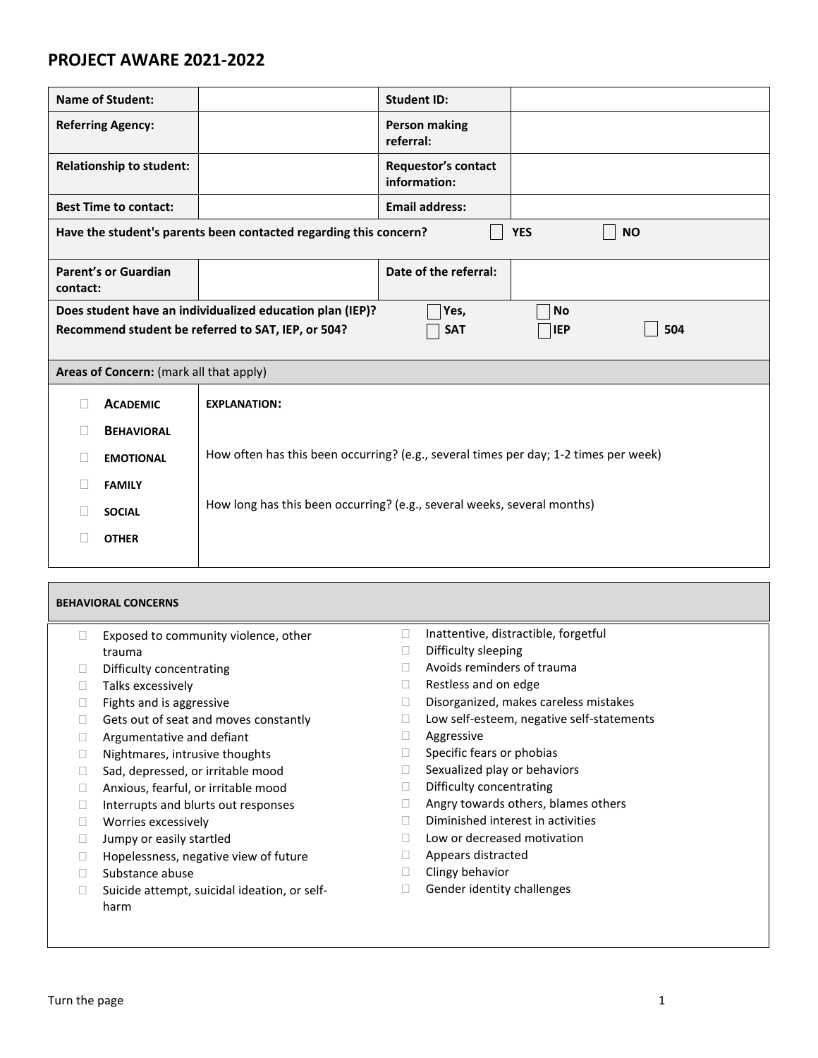# PROJECT AWARE 2021-2022

| **Name of Student:** | | **Student ID:** | |
|---|---|---|---|
| **Referring Agency:** | | **Person making referral:** | |
| **Relationship to student:** | | **Requestor's contact information:** | |
| **Best Time to contact:** | | **Email address:** | |
| **Have the student's parents been contacted regarding this concern?** | | ☐ **YES** | ☐ **NO** |
| **Parent's or Guardian contact:** | | **Date of the referral:** | |

**Does student have an individualized education plan (IEP)?** ☐ **Yes,** ☐ **No**

**Recommend student be referred to SAT, IEP, or 504?** ☐ **SAT** ☐ **IEP** ☐ **504**

**Areas of Concern:** (mark all that apply)

| | |
|---|---|
| ☐ **ACADEMIC**<br>☐ **BEHAVIORAL**<br>☐ **EMOTIONAL**<br>☐ **FAMILY**<br>☐ **SOCIAL**<br>☐ **OTHER** | **EXPLANATION:**<br><br>How often has this been occurring? (e.g., several times per day; 1-2 times per week)<br><br>How long has this been occurring? (e.g., several weeks, several months) |

**BEHAVIORAL CONCERNS**

- ☐ Exposed to community violence, other trauma
- ☐ Difficulty concentrating
- ☐ Talks excessively
- ☐ Fights and is aggressive
- ☐ Gets out of seat and moves constantly
- ☐ Argumentative and defiant
- ☐ Nightmares, intrusive thoughts
- ☐ Sad, depressed, or irritable mood
- ☐ Anxious, fearful, or irritable mood
- ☐ Interrupts and blurts out responses
- ☐ Worries excessively
- ☐ Jumpy or easily startled
- ☐ Hopelessness, negative view of future
- ☐ Substance abuse
- ☐ Suicide attempt, suicidal ideation, or self-harm
- ☐ Inattentive, distractible, forgetful
- ☐ Difficulty sleeping
- ☐ Avoids reminders of trauma
- ☐ Restless and on edge
- ☐ Disorganized, makes careless mistakes
- ☐ Low self-esteem, negative self-statements
- ☐ Aggressive
- ☐ Specific fears or phobias
- ☐ Sexualized play or behaviors
- ☐ Difficulty concentrating
- ☐ Angry towards others, blames others
- ☐ Diminished interest in activities
- ☐ Low or decreased motivation
- ☐ Appears distracted
- ☐ Clingy behavior
- ☐ Gender identity challenges

Turn the page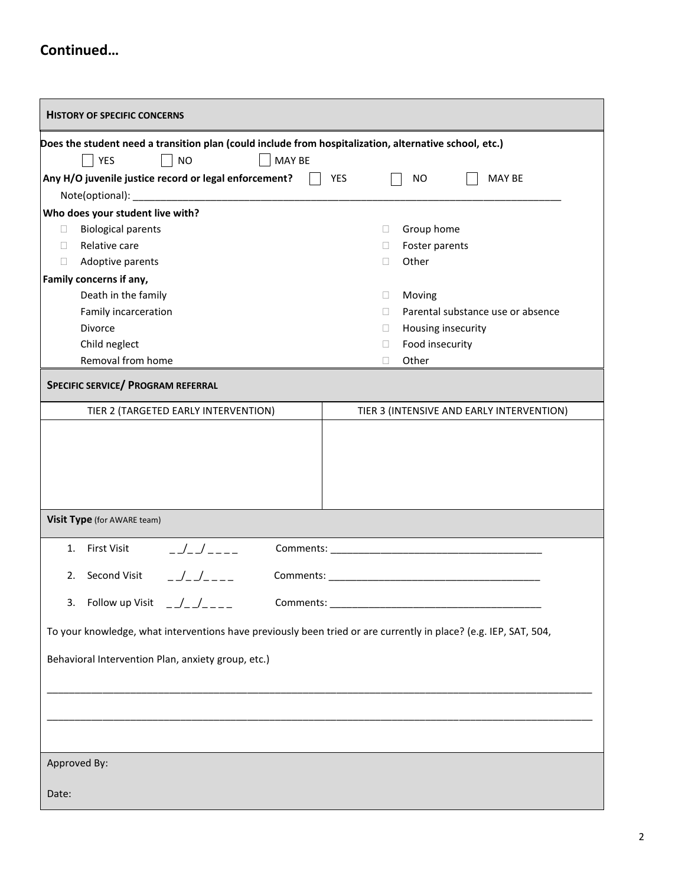## Continued…

**HISTORY OF SPECIFIC CONCERNS**

**Does the student need a transition plan (could include from hospitalization, alternative school, etc.)**

☐ YES ☐ NO ☐ MAY BE

**Any H/O juvenile justice record or legal enforcement?** ☐ YES ☐ NO ☐ MAY BE

Note(optional): ____________________________________________________________________________

**Who does your student live with?**

| | |
|---|---|
| ☐ Biological parents | ☐ Group home |
| ☐ Relative care | ☐ Foster parents |
| ☐ Adoptive parents | ☐ Other |

**Family concerns if any,**

| | |
|---|---|
| Death in the family | ☐ Moving |
| Family incarceration | ☐ Parental substance use or absence |
| Divorce | ☐ Housing insecurity |
| Child neglect | ☐ Food insecurity |
| Removal from home | ☐ Other |

**SPECIFIC SERVICE/ PROGRAM REFERRAL**

| TIER 2 (TARGETED EARLY INTERVENTION) | TIER 3 (INTENSIVE AND EARLY INTERVENTION) |
|---|---|
| | |

**Visit Type** (for AWARE team)

1. First Visit __/__/____ Comments: _____________________________________
2. Second Visit __/__/____ Comments: _____________________________________
3. Follow up Visit __/__/____ Comments: _____________________________________

To your knowledge, what interventions have previously been tried or are currently in place? (e.g. IEP, SAT, 504, Behavioral Intervention Plan, anxiety group, etc.)

_____________________________________________________________________________________________

_____________________________________________________________________________________________

Approved By:

Date: